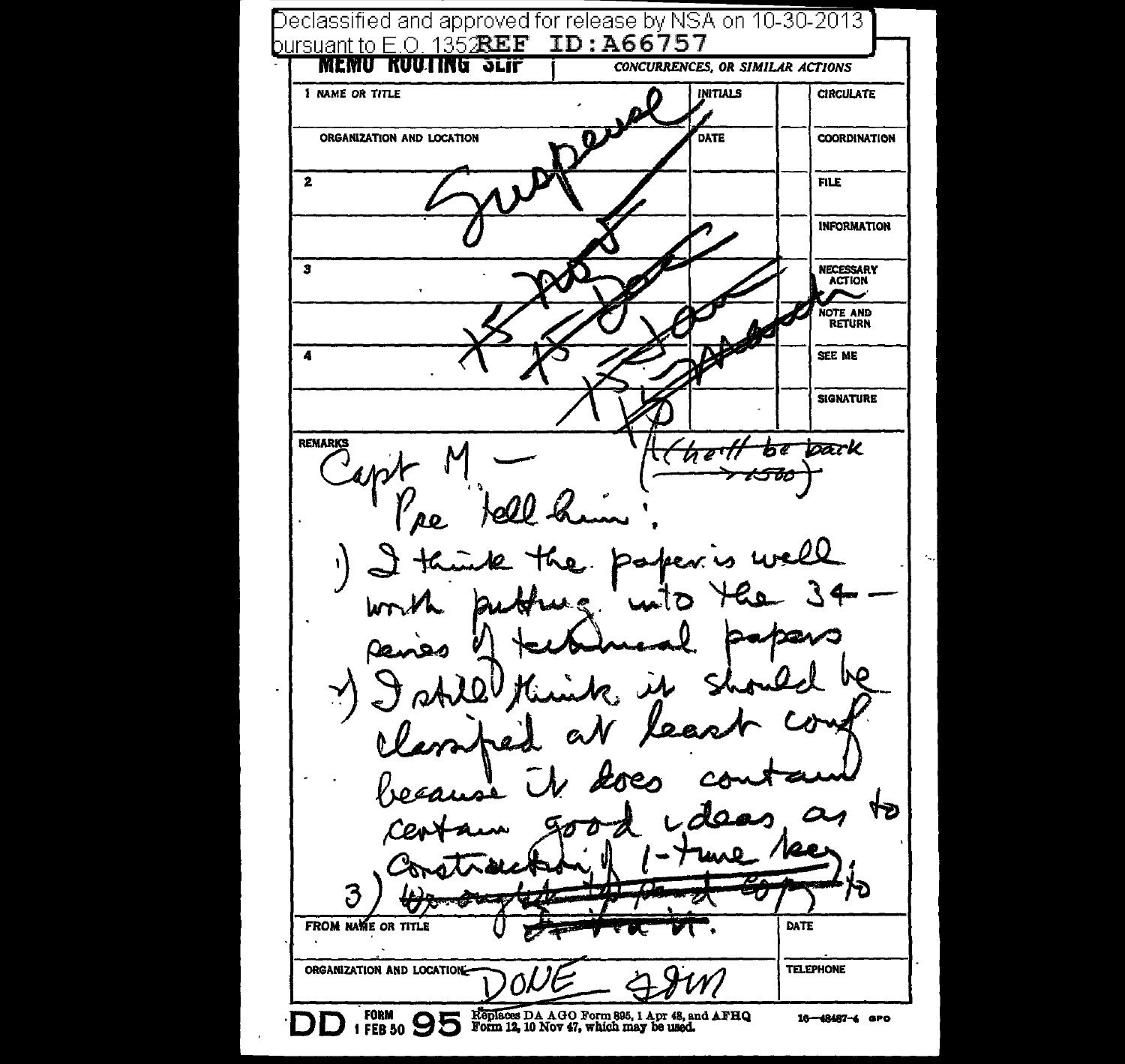Declassified and approved for release by NSA on 10-30-2013 pursuant to E.O. 13526

REF ID:A66757

# MEMO ROUTING SLIP

CONCURRENCES, OR SIMILAR ACTIONS

| | NAME OR TITLE | INITIALS | | CIRCULATE |
|---|---|---|---|---|
| 1 | | | | |
| | ORGANIZATION AND LOCATION | DATE | | COORDINATION |
| 2 | | | | FILE |
| | | | | INFORMATION |
| 3 | | | | NECESSARY ACTION |
| | | | | NOTE AND RETURN |
| 4 | | | | SEE ME |
| | | | | SIGNATURE |

~~Suspense~~

~~TS Ros~~

~~TS Doc~~

~~TS Jon~~

~~TS Mab~~ ~~(he'll be back ~1500)~~

REMARKS

Capt M —

Pse tell him:

1) I think the paper is well worth putting into the 34 — series of technical papers

2) I still think it should be classified at least conf because it does contain certain good ideas as to construction of 1-time key.

3) ~~We ought to send copy to Friedman.~~

| FROM NAME OR TITLE | DATE |
|---|---|
| | |
| ORGANIZATION AND LOCATION | TELEPHONE |
| DONE JDM | |

DD FORM 1 FEB 50 95 Replaces DA AGO Form 895, 1 Apr 48, and AFHQ Form 12, 10 Nov 47, which may be used.

16—48487-4 GPO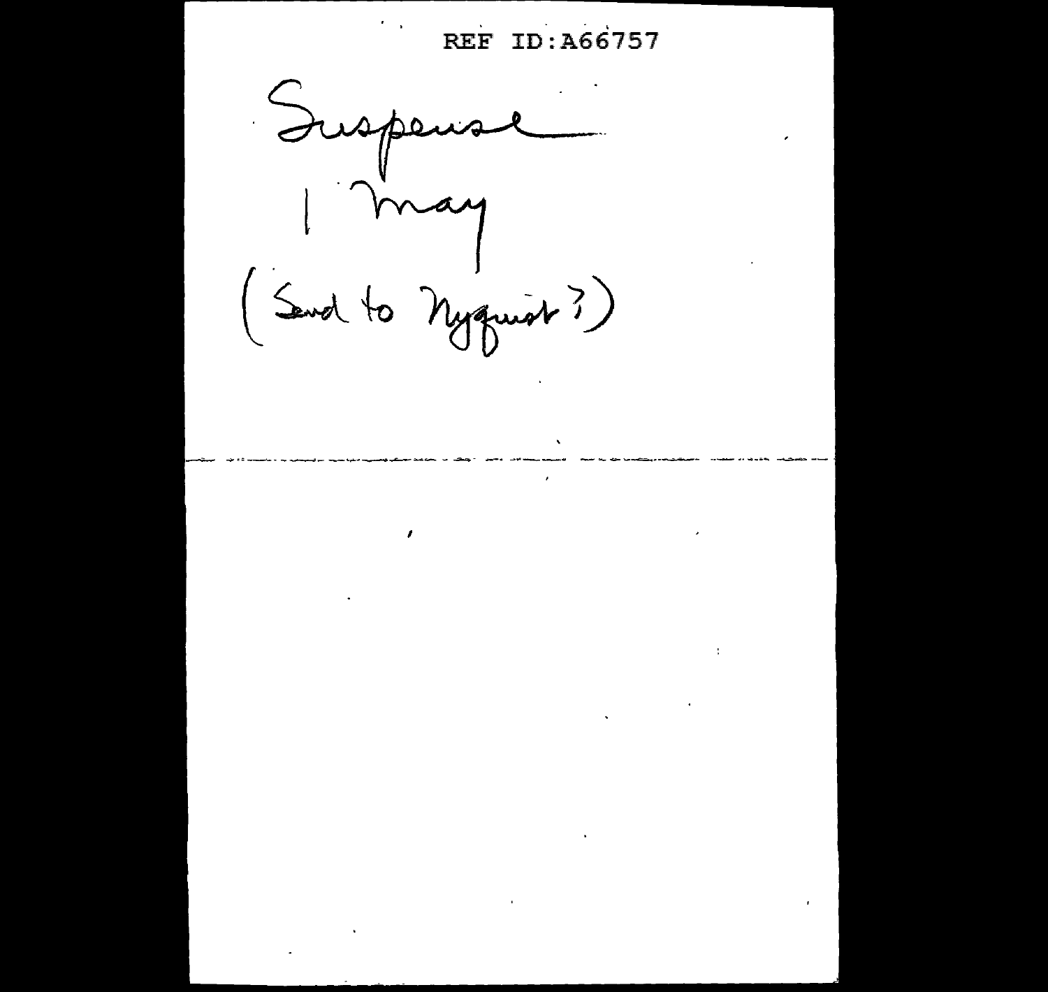Suspense

1 May

(Send to Nyquist?)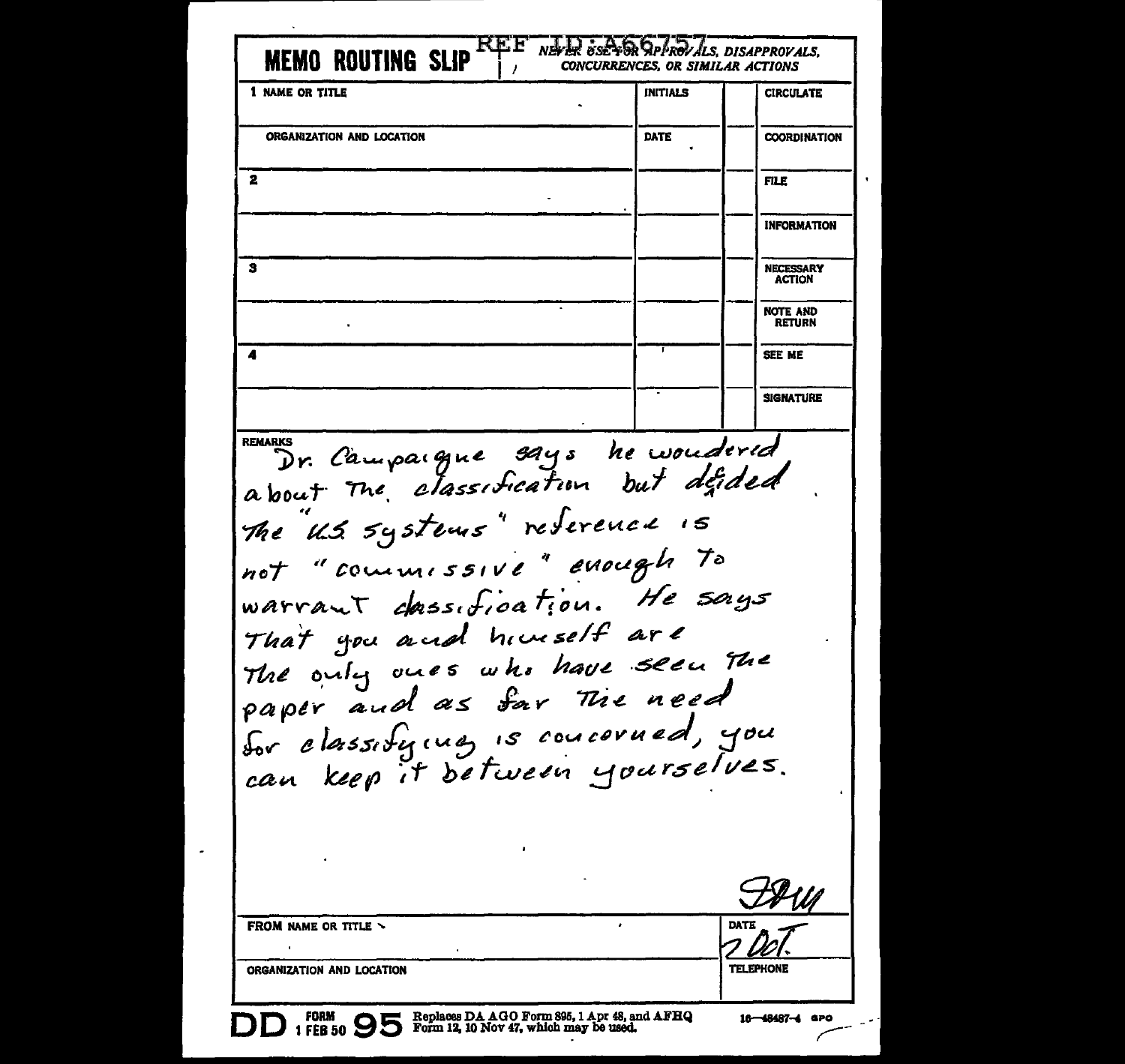REF ID:A66757

# MEMO ROUTING SLIP

NEVER USE FOR APPROVALS, DISAPPROVALS, CONCURRENCES, OR SIMILAR ACTIONS

| NAME OR TITLE | INITIALS | | |
|---|---|---|---|
| 1 | | | CIRCULATE |
| ORGANIZATION AND LOCATION | DATE | | COORDINATION |
| 2 | | | FILE |
| | | | INFORMATION |
| 3 | | | NECESSARY ACTION |
| | | | NOTE AND RETURN |
| 4 | | | SEE ME |
| | | | SIGNATURE |

REMARKS

Dr. Campaigne says he wondered about the classification but decided the "U.S. systems" reference is not "commissive" enough to warrant classification. He says that you and himself are the only ones who have seen the paper and as far the need for classifying is concerned, you can keep it between yourselves.

FDW

| FROM NAME OR TITLE | DATE |
|---|---|
| | 2 Oct. |
| ORGANIZATION AND LOCATION | TELEPHONE |
| | |

DD FORM 1 FEB 50 95 Replaces DA AGO Form 895, 1 Apr 48, and AFHQ Form 12, 10 Nov 47, which may be used.

16—48487-4 GPO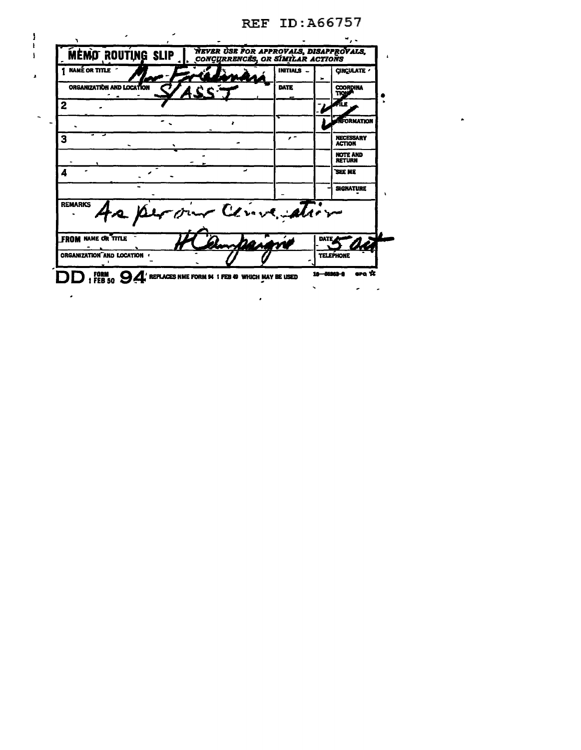REF ID:A66757

**MEMO ROUTING SLIP** | *NEVER USE FOR APPROVALS, DISAPPROVALS, CONCURRENCES, OR SIMILAR ACTIONS*

| | INITIALS | | |
|---|---|---|---|
| 1 NAME OR TITLE Mr. Friedman | INITIALS | | CIRCULATE |
| ORGANIZATION AND LOCATION S/ASST | DATE | | COORDINATION |
| 2 | | ✓ | FILE |
| | | ✓ | INFORMATION |
| 3 | | | NECESSARY ACTION |
| | | | NOTE AND RETURN |
| 4 | | | SEE ME |
| | | | SIGNATURE |

REMARKS As per our conversation

FROM NAME OR TITLE H Campaigne — DATE 5 Oct

ORGANIZATION AND LOCATION — TELEPHONE

DD FORM 1 FEB 50 94 REPLACES NME FORM 94 1 FEB 49 WHICH MAY BE USED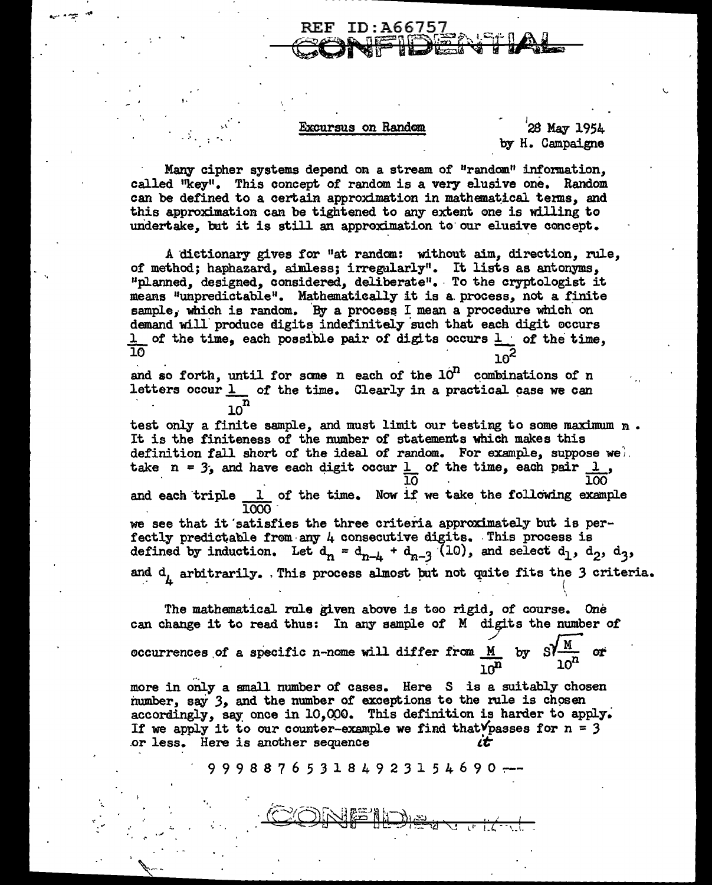REF ID:A66757

CONFIDENTIAL

Excursus on Random

28 May 1954
by H. Campaigne

Many cipher systems depend on a stream of "random" information, called "key". This concept of random is a very elusive one. Random can be defined to a certain approximation in mathematical terms, and this approximation can be tightened to any extent one is willing to undertake, but it is still an approximation to our elusive concept.

A dictionary gives for "at random: without aim, direction, rule, of method; haphazard, aimless; irregularly". It lists as antonyms, "planned, designed, considered, deliberate". To the cryptologist it means "unpredictable". Mathematically it is a process, not a finite sample, which is random. By a process I mean a procedure which on demand will produce digits indefinitely such that each digit occurs $\frac{1}{10}$ of the time, each possible pair of digits occurs $\frac{1}{10^2}$ of the time, and so forth, until for some n each of the $10^n$ combinations of n letters occur $\frac{1}{10^n}$ of the time. Clearly in a practical case we can test only a finite sample, and must limit our testing to some maximum n. It is the finiteness of the number of statements which makes this definition fall short of the ideal of random. For example, suppose we take $n = 3$, and have each digit occur $\frac{1}{10}$ of the time, each pair $\frac{1}{100}$, and each triple $\frac{1}{1000}$ of the time. Now if we take the following example we see that it satisfies the three criteria approximately but is perfectly predictable from any 4 consecutive digits. This process is defined by induction. Let $d_n = d_{n-4} + d_{n-3}$ (10), and select $d_1$, $d_2$, $d_3$, and $d_4$ arbitrarily. This process almost but not quite fits the 3 criteria.

The mathematical rule given above is too rigid, of course. One can change it to read thus: In any sample of M digits the number of occurrences of a specific n-nome will differ from $\frac{M}{10^n}$ by $S\sqrt{\frac{M}{10^n}}$ or more in only a small number of cases. Here S is a suitably chosen number, say 3, and the number of exceptions to the rule is chosen accordingly, say once in 10,000. This definition is harder to apply. If we apply it to our counter-example we find that it passes for n = 3 or less. Here is another sequence

9 9 9 8 8 7 6 5 3 1 8 4 9 2 3 1 5 4 6 9 0 ---

CONFIDENTIAL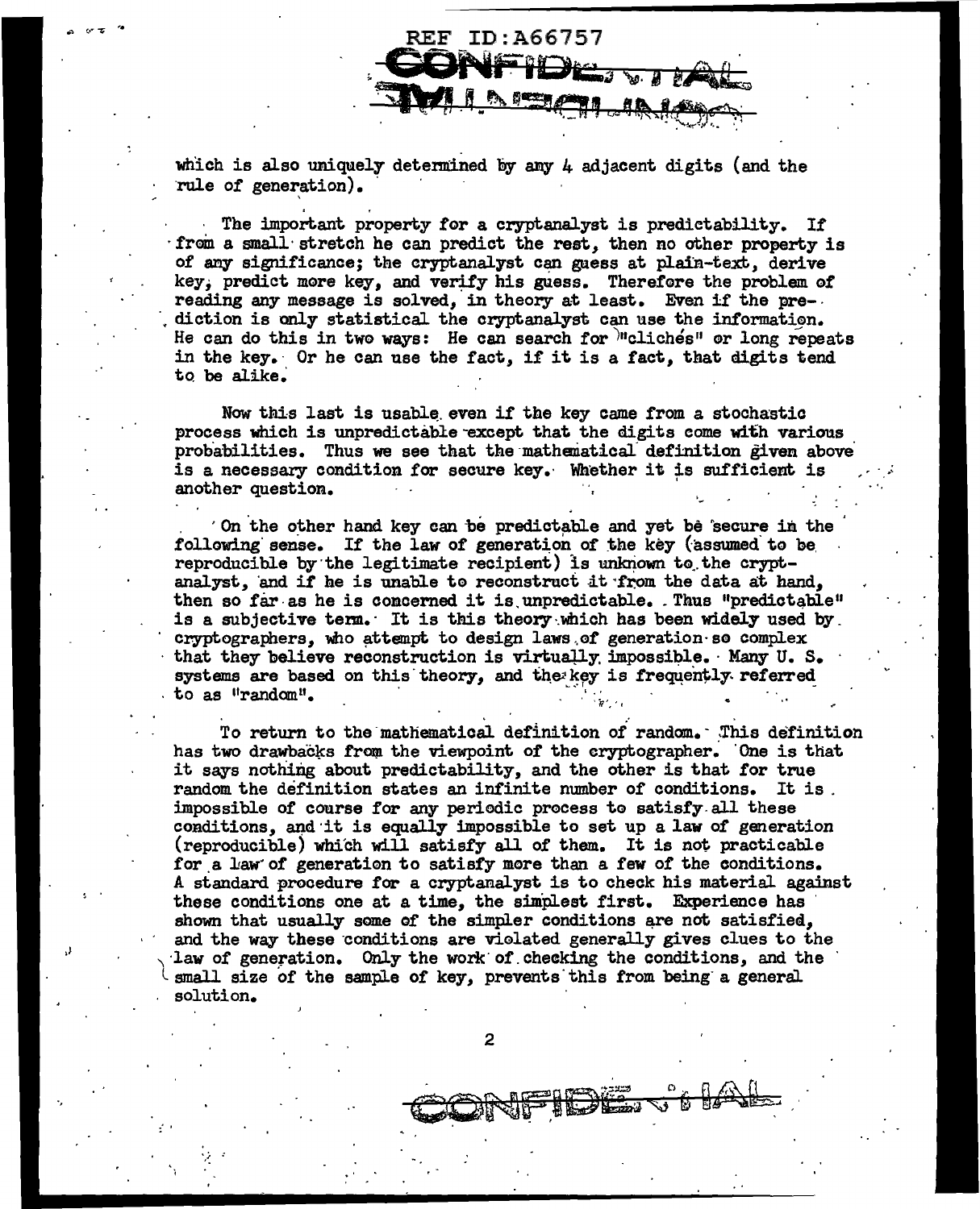which is also uniquely determined by any 4 adjacent digits (and the rule of generation).

The important property for a cryptanalyst is predictability. If from a small stretch he can predict the rest, then no other property is of any significance; the cryptanalyst can guess at plain-text, derive key, predict more key, and verify his guess. Therefore the problem of reading any message is solved, in theory at least. Even if the prediction is only statistical the cryptanalyst can use the information. He can do this in two ways: He can search for "clichés" or long repeats in the key. Or he can use the fact, if it is a fact, that digits tend to be alike.

Now this last is usable even if the key came from a stochastic process which is unpredictable except that the digits come with various probabilities. Thus we see that the mathematical definition given above is a necessary condition for secure key. Whether it is sufficient is another question.

On the other hand key can be predictable and yet be secure in the following sense. If the law of generation of the key (assumed to be reproducible by the legitimate recipient) is unknown to the cryptanalyst, and if he is unable to reconstruct it from the data at hand, then so far as he is concerned it is unpredictable. Thus "predictable" is a subjective term. It is this theory which has been widely used by cryptographers, who attempt to design laws of generation so complex that they believe reconstruction is virtually impossible. Many U. S. systems are based on this theory, and the key is frequently referred to as "random".

To return to the mathematical definition of random. This definition has two drawbacks from the viewpoint of the cryptographer. One is that it says nothing about predictability, and the other is that for true random the definition states an infinite number of conditions. It is impossible of course for any periodic process to satisfy all these conditions, and it is equally impossible to set up a law of generation (reproducible) which will satisfy all of them. It is not practicable for a law of generation to satisfy more than a few of the conditions. A standard procedure for a cryptanalyst is to check his material against these conditions one at a time, the simplest first. Experience has shown that usually some of the simpler conditions are not satisfied, and the way these conditions are violated generally gives clues to the law of generation. Only the work of checking the conditions, and the small size of the sample of key, prevents this from being a general solution.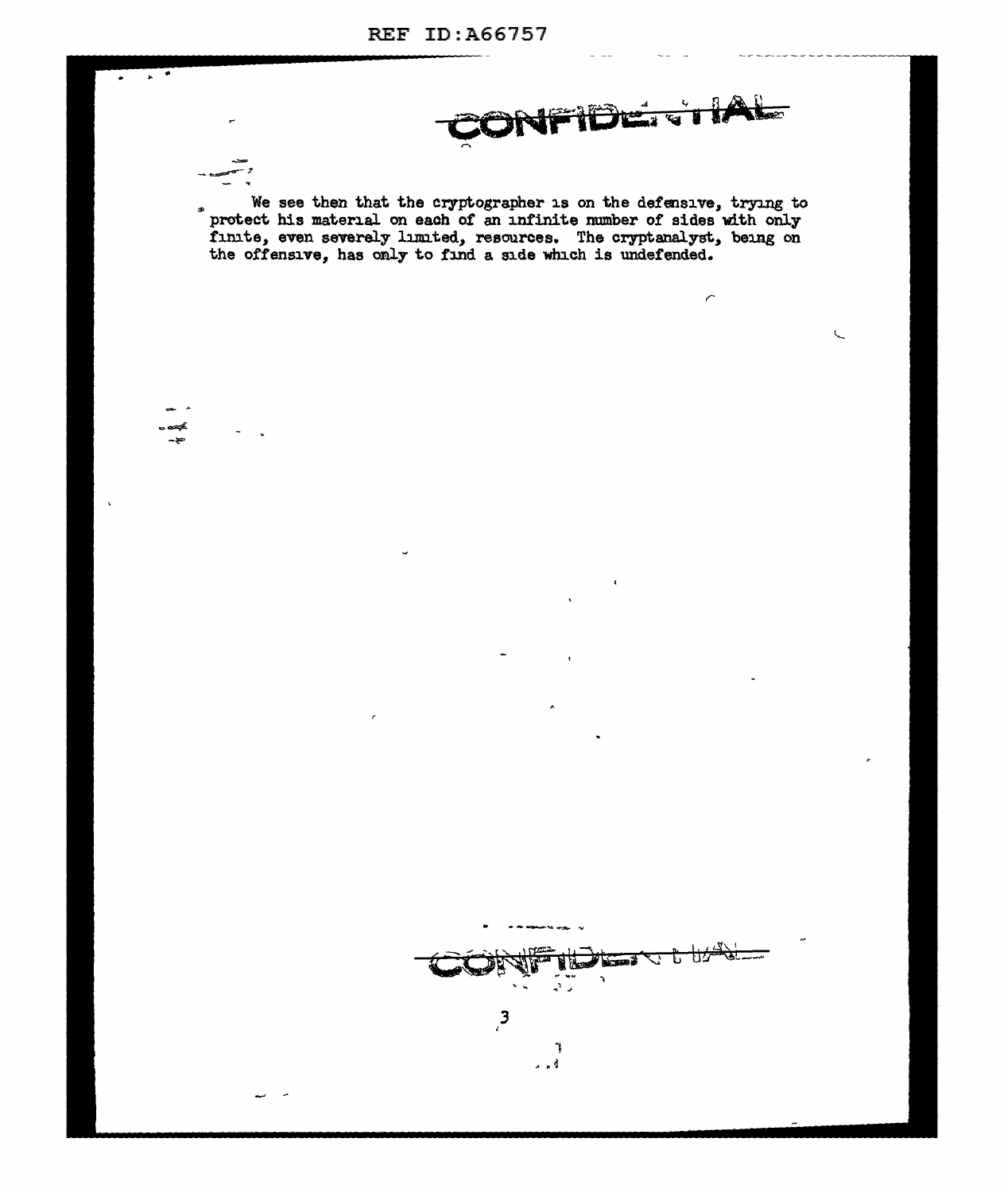We see then that the cryptographer is on the defensive, trying to protect his material on each of an infinite number of sides with only finite, even severely limited, resources. The cryptanalyst, being on the offensive, has only to find a side which is undefended.